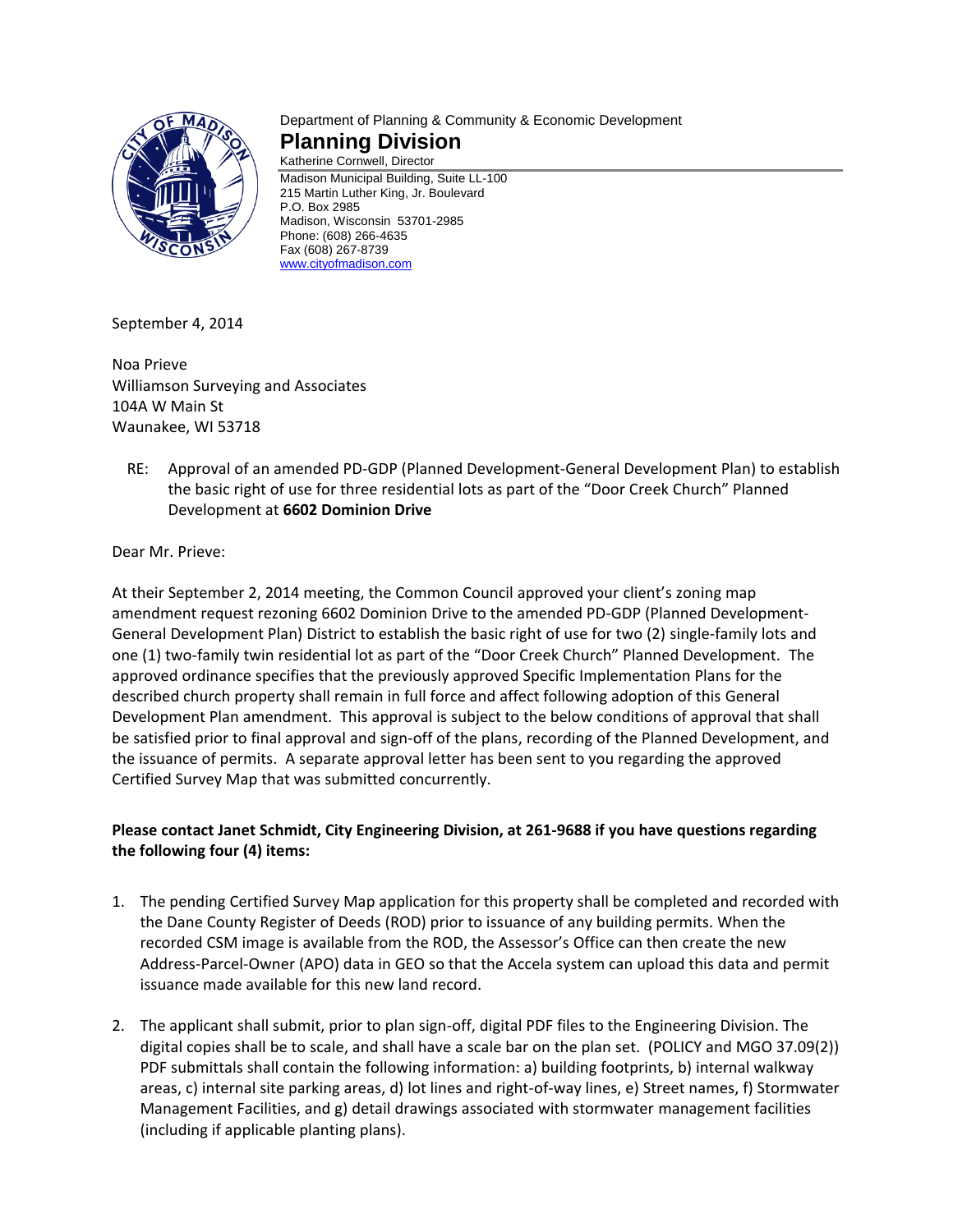Department of Planning & Community & Economic Development

# Planning Division

Katherine Cornwell, Director

Madison Municipal Building, Suite LL-100
215 Martin Luther King, Jr. Boulevard
P.O. Box 2985
Madison, Wisconsin 53701-2985
Phone: (608) 266-4635
Fax (608) 267-8739
www.cityofmadison.com

September 4, 2014

Noa Prieve
Williamson Surveying and Associates
104A W Main St
Waunakee, WI 53718

RE: Approval of an amended PD-GDP (Planned Development-General Development Plan) to establish the basic right of use for three residential lots as part of the "Door Creek Church" Planned Development at **6602 Dominion Drive**

Dear Mr. Prieve:

At their September 2, 2014 meeting, the Common Council approved your client's zoning map amendment request rezoning 6602 Dominion Drive to the amended PD-GDP (Planned Development-General Development Plan) District to establish the basic right of use for two (2) single-family lots and one (1) two-family twin residential lot as part of the "Door Creek Church" Planned Development. The approved ordinance specifies that the previously approved Specific Implementation Plans for the described church property shall remain in full force and affect following adoption of this General Development Plan amendment. This approval is subject to the below conditions of approval that shall be satisfied prior to final approval and sign-off of the plans, recording of the Planned Development, and the issuance of permits. A separate approval letter has been sent to you regarding the approved Certified Survey Map that was submitted concurrently.

**Please contact Janet Schmidt, City Engineering Division, at 261-9688 if you have questions regarding the following four (4) items:**

1. The pending Certified Survey Map application for this property shall be completed and recorded with the Dane County Register of Deeds (ROD) prior to issuance of any building permits. When the recorded CSM image is available from the ROD, the Assessor's Office can then create the new Address-Parcel-Owner (APO) data in GEO so that the Accela system can upload this data and permit issuance made available for this new land record.

2. The applicant shall submit, prior to plan sign-off, digital PDF files to the Engineering Division. The digital copies shall be to scale, and shall have a scale bar on the plan set. (POLICY and MGO 37.09(2)) PDF submittals shall contain the following information: a) building footprints, b) internal walkway areas, c) internal site parking areas, d) lot lines and right-of-way lines, e) Street names, f) Stormwater Management Facilities, and g) detail drawings associated with stormwater management facilities (including if applicable planting plans).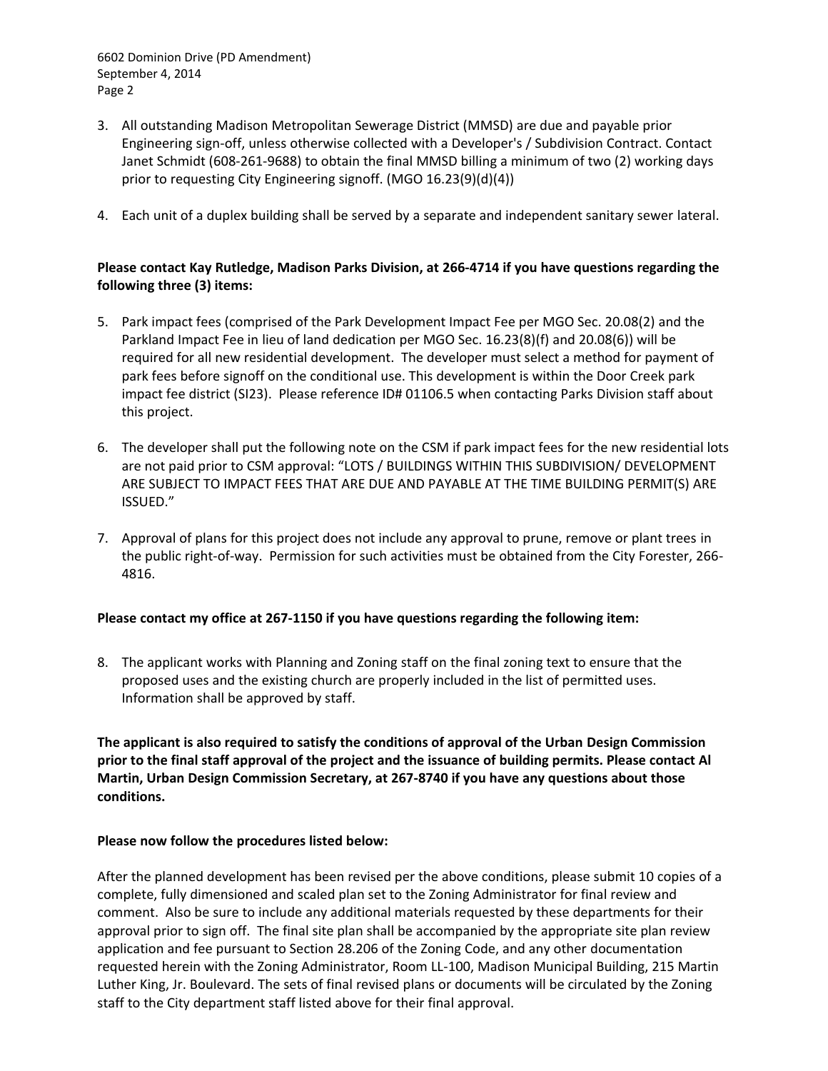3. All outstanding Madison Metropolitan Sewerage District (MMSD) are due and payable prior Engineering sign-off, unless otherwise collected with a Developer's / Subdivision Contract. Contact Janet Schmidt (608-261-9688) to obtain the final MMSD billing a minimum of two (2) working days prior to requesting City Engineering signoff. (MGO 16.23(9)(d)(4))

4. Each unit of a duplex building shall be served by a separate and independent sanitary sewer lateral.

**Please contact Kay Rutledge, Madison Parks Division, at 266-4714 if you have questions regarding the following three (3) items:**

5. Park impact fees (comprised of the Park Development Impact Fee per MGO Sec. 20.08(2) and the Parkland Impact Fee in lieu of land dedication per MGO Sec. 16.23(8)(f) and 20.08(6)) will be required for all new residential development. The developer must select a method for payment of park fees before signoff on the conditional use. This development is within the Door Creek park impact fee district (SI23). Please reference ID# 01106.5 when contacting Parks Division staff about this project.

6. The developer shall put the following note on the CSM if park impact fees for the new residential lots are not paid prior to CSM approval: "LOTS / BUILDINGS WITHIN THIS SUBDIVISION/ DEVELOPMENT ARE SUBJECT TO IMPACT FEES THAT ARE DUE AND PAYABLE AT THE TIME BUILDING PERMIT(S) ARE ISSUED."

7. Approval of plans for this project does not include any approval to prune, remove or plant trees in the public right-of-way. Permission for such activities must be obtained from the City Forester, 266-4816.

**Please contact my office at 267-1150 if you have questions regarding the following item:**

8. The applicant works with Planning and Zoning staff on the final zoning text to ensure that the proposed uses and the existing church are properly included in the list of permitted uses. Information shall be approved by staff.

**The applicant is also required to satisfy the conditions of approval of the Urban Design Commission prior to the final staff approval of the project and the issuance of building permits. Please contact Al Martin, Urban Design Commission Secretary, at 267-8740 if you have any questions about those conditions.**

**Please now follow the procedures listed below:**

After the planned development has been revised per the above conditions, please submit 10 copies of a complete, fully dimensioned and scaled plan set to the Zoning Administrator for final review and comment. Also be sure to include any additional materials requested by these departments for their approval prior to sign off. The final site plan shall be accompanied by the appropriate site plan review application and fee pursuant to Section 28.206 of the Zoning Code, and any other documentation requested herein with the Zoning Administrator, Room LL-100, Madison Municipal Building, 215 Martin Luther King, Jr. Boulevard. The sets of final revised plans or documents will be circulated by the Zoning staff to the City department staff listed above for their final approval.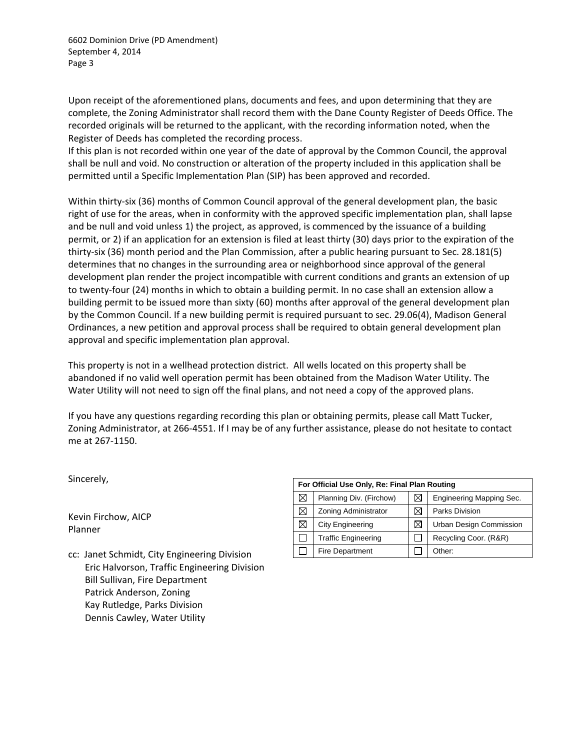Upon receipt of the aforementioned plans, documents and fees, and upon determining that they are complete, the Zoning Administrator shall record them with the Dane County Register of Deeds Office. The recorded originals will be returned to the applicant, with the recording information noted, when the Register of Deeds has completed the recording process.
If this plan is not recorded within one year of the date of approval by the Common Council, the approval shall be null and void. No construction or alteration of the property included in this application shall be permitted until a Specific Implementation Plan (SIP) has been approved and recorded.

Within thirty-six (36) months of Common Council approval of the general development plan, the basic right of use for the areas, when in conformity with the approved specific implementation plan, shall lapse and be null and void unless 1) the project, as approved, is commenced by the issuance of a building permit, or 2) if an application for an extension is filed at least thirty (30) days prior to the expiration of the thirty-six (36) month period and the Plan Commission, after a public hearing pursuant to Sec. 28.181(5) determines that no changes in the surrounding area or neighborhood since approval of the general development plan render the project incompatible with current conditions and grants an extension of up to twenty-four (24) months in which to obtain a building permit. In no case shall an extension allow a building permit to be issued more than sixty (60) months after approval of the general development plan by the Common Council. If a new building permit is required pursuant to sec. 29.06(4), Madison General Ordinances, a new petition and approval process shall be required to obtain general development plan approval and specific implementation plan approval.

This property is not in a wellhead protection district. All wells located on this property shall be abandoned if no valid well operation permit has been obtained from the Madison Water Utility. The Water Utility will not need to sign off the final plans, and not need a copy of the approved plans.

If you have any questions regarding recording this plan or obtaining permits, please call Matt Tucker, Zoning Administrator, at 266-4551. If I may be of any further assistance, please do not hesitate to contact me at 267-1150.

Sincerely,

Kevin Firchow, AICP
Planner

cc: Janet Schmidt, City Engineering Division
Eric Halvorson, Traffic Engineering Division
Bill Sullivan, Fire Department
Patrick Anderson, Zoning
Kay Rutledge, Parks Division
Dennis Cawley, Water Utility

| For Official Use Only, Re: Final Plan Routing | | | |
|---|---|---|---|
| ☒ | Planning Div. (Firchow) | ☒ | Engineering Mapping Sec. |
| ☒ | Zoning Administrator | ☒ | Parks Division |
| ☒ | City Engineering | ☒ | Urban Design Commission |
| ☐ | Traffic Engineering | ☐ | Recycling Coor. (R&R) |
| ☐ | Fire Department | ☐ | Other: |